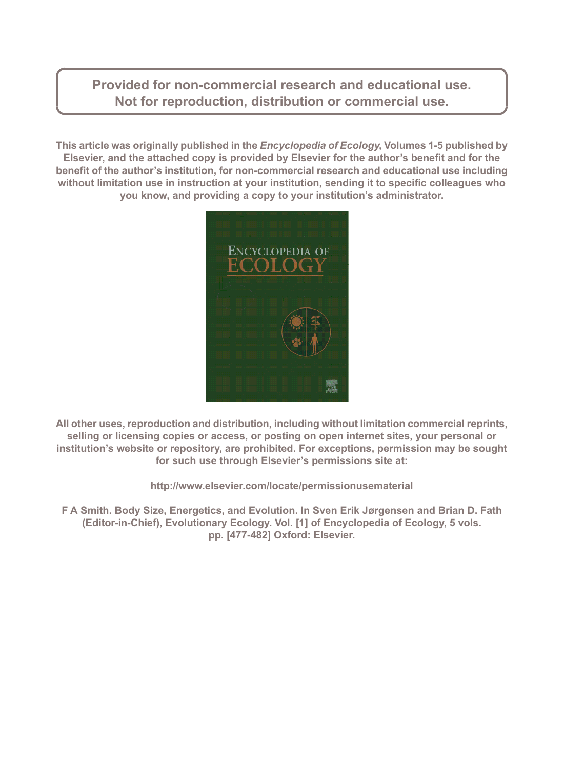**Provided for non-commercial research and educational use.**
**Not for reproduction, distribution or commercial use.**

**This article was originally published in the *Encyclopedia of Ecology*, Volumes 1-5 published by Elsevier, and the attached copy is provided by Elsevier for the author's benefit and for the benefit of the author's institution, for non-commercial research and educational use including without limitation use in instruction at your institution, sending it to specific colleagues who you know, and providing a copy to your institution's administrator.**

**All other uses, reproduction and distribution, including without limitation commercial reprints, selling or licensing copies or access, or posting on open internet sites, your personal or institution's website or repository, are prohibited. For exceptions, permission may be sought for such use through Elsevier's permissions site at:**

**http://www.elsevier.com/locate/permissionusematerial**

**F A Smith. Body Size, Energetics, and Evolution. In Sven Erik Jørgensen and Brian D. Fath (Editor-in-Chief), Evolutionary Ecology. Vol. [1] of Encyclopedia of Ecology, 5 vols. pp. [477-482] Oxford: Elsevier.**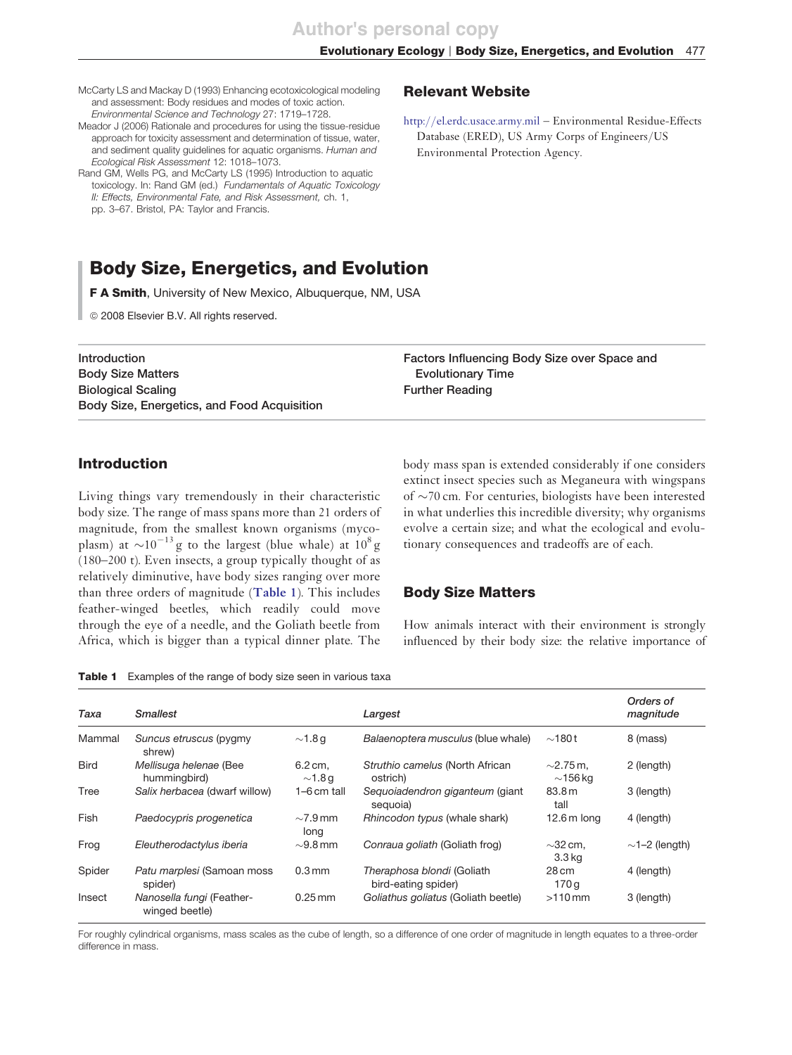McCarty LS and Mackay D (1993) Enhancing ecotoxicological modeling and assessment: Body residues and modes of toxic action. *Environmental Science and Technology* 27: 1719–1728.

Meador J (2006) Rationale and procedures for using the tissue-residue approach for toxicity assessment and determination of tissue, water, and sediment quality guidelines for aquatic organisms. *Human and Ecological Risk Assessment* 12: 1018–1073.

Rand GM, Wells PG, and McCarty LS (1995) Introduction to aquatic toxicology. In: Rand GM (ed.) *Fundamentals of Aquatic Toxicology II: Effects, Environmental Fate, and Risk Assessment*, ch. 1, pp. 3–67. Bristol, PA: Taylor and Francis.

## Relevant Website

http://el.erdc.usace.army.mil – Environmental Residue-Effects Database (ERED), US Army Corps of Engineers/US Environmental Protection Agency.

# Body Size, Energetics, and Evolution

**F A Smith**, University of New Mexico, Albuquerque, NM, USA

© 2008 Elsevier B.V. All rights reserved.

- Introduction
- Body Size Matters
- Biological Scaling
- Body Size, Energetics, and Food Acquisition
- Factors Influencing Body Size over Space and Evolutionary Time
- Further Reading

## Introduction

Living things vary tremendously in their characteristic body size. The range of mass spans more than 21 orders of magnitude, from the smallest known organisms (mycoplasm) at $\sim 10^{-13}$ g to the largest (blue whale) at $10^8$ g (180–200 t). Even insects, a group typically thought of as relatively diminutive, have body sizes ranging over more than three orders of magnitude (**Table 1**). This includes feather-winged beetles, which readily could move through the eye of a needle, and the Goliath beetle from Africa, which is bigger than a typical dinner plate. The body mass span is extended considerably if one considers extinct insect species such as Meganeura with wingspans of $\sim$70 cm. For centuries, biologists have been interested in what underlies this incredible diversity; why organisms evolve a certain size; and what the ecological and evolutionary consequences and tradeoffs are of each.

## Body Size Matters

How animals interact with their environment is strongly influenced by their body size: the relative importance of

**Table 1** Examples of the range of body size seen in various taxa

| *Taxa* | *Smallest* | | *Largest* | | *Orders of magnitude* |
|---|---|---|---|---|---|
| Mammal | *Suncus etruscus* (pygmy shrew) | ~1.8 g | *Balaenoptera musculus* (blue whale) | ~180 t | 8 (mass) |
| Bird | *Mellisuga helenae* (Bee hummingbird) | 6.2 cm, ~1.8 g | *Struthio camelus* (North African ostrich) | ~2.75 m, ~156 kg | 2 (length) |
| Tree | *Salix herbacea* (dwarf willow) | 1–6 cm tall | *Sequoiadendron giganteum* (giant sequoia) | 83.8 m tall | 3 (length) |
| Fish | *Paedocypris progenetica* | ~7.9 mm long | *Rhincodon typus* (whale shark) | 12.6 m long | 4 (length) |
| Frog | *Eleutherodactylus iberia* | ~9.8 mm | *Conraua goliath* (Goliath frog) | ~32 cm, 3.3 kg | ~1–2 (length) |
| Spider | *Patu marplesi* (Samoan moss spider) | 0.3 mm | *Theraphosa blondi* (Goliath bird-eating spider) | 28 cm 170 g | 4 (length) |
| Insect | *Nanosella fungi* (Feather-winged beetle) | 0.25 mm | *Goliathus goliatus* (Goliath beetle) | >110 mm | 3 (length) |

For roughly cylindrical organisms, mass scales as the cube of length, so a difference of one order of magnitude in length equates to a three-order difference in mass.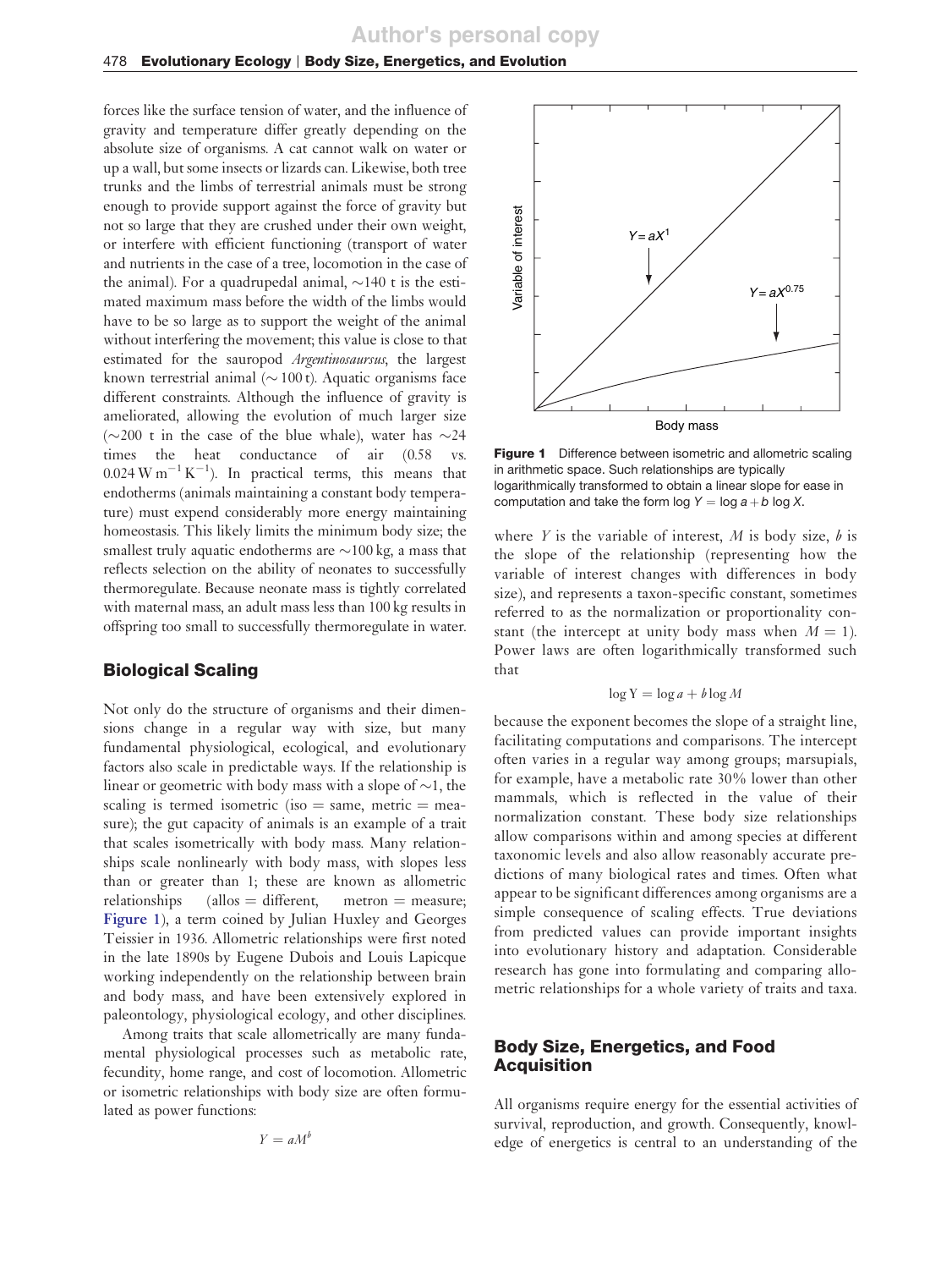forces like the surface tension of water, and the influence of gravity and temperature differ greatly depending on the absolute size of organisms. A cat cannot walk on water or up a wall, but some insects or lizards can. Likewise, both tree trunks and the limbs of terrestrial animals must be strong enough to provide support against the force of gravity but not so large that they are crushed under their own weight, or interfere with efficient functioning (transport of water and nutrients in the case of a tree, locomotion in the case of the animal). For a quadrupedal animal, ~140 t is the estimated maximum mass before the width of the limbs would have to be so large as to support the weight of the animal without interfering the movement; this value is close to that estimated for the sauropod *Argentinosaursus*, the largest known terrestrial animal (~ 100 t). Aquatic organisms face different constraints. Although the influence of gravity is ameliorated, allowing the evolution of much larger size (~200 t in the case of the blue whale), water has ~24 times the heat conductance of air (0.58 vs. 0.024 $\mathrm{W\,m^{-1}\,K^{-1}}$). In practical terms, this means that endotherms (animals maintaining a constant body temperature) must expend considerably more energy maintaining homeostasis. This likely limits the minimum body size; the smallest truly aquatic endotherms are ~100 kg, a mass that reflects selection on the ability of neonates to successfully thermoregulate. Because neonate mass is tightly correlated with maternal mass, an adult mass less than 100 kg results in offspring too small to successfully thermoregulate in water.

## Biological Scaling

Not only do the structure of organisms and their dimensions change in a regular way with size, but many fundamental physiological, ecological, and evolutionary factors also scale in predictable ways. If the relationship is linear or geometric with body mass with a slope of ~1, the scaling is termed isometric (iso = same, metric = measure); the gut capacity of animals is an example of a trait that scales isometrically with body mass. Many relationships scale nonlinearly with body mass, with slopes less than or greater than 1; these are known as allometric relationships (allos = different, metron = measure; Figure 1), a term coined by Julian Huxley and Georges Teissier in 1936. Allometric relationships were first noted in the late 1890s by Eugene Dubois and Louis Lapicque working independently on the relationship between brain and body mass, and have been extensively explored in paleontology, physiological ecology, and other disciplines.

Among traits that scale allometrically are many fundamental physiological processes such as metabolic rate, fecundity, home range, and cost of locomotion. Allometric or isometric relationships with body size are often formulated as power functions:

$$Y = aM^{b}$$

**Figure 1** Difference between isometric and allometric scaling in arithmetic space. Such relationships are typically logarithmically transformed to obtain a linear slope for ease in computation and take the form $\log Y = \log a + b \log X$.

where $Y$ is the variable of interest, $M$ is body size, $b$ is the slope of the relationship (representing how the variable of interest changes with differences in body size), and represents a taxon-specific constant, sometimes referred to as the normalization or proportionality constant (the intercept at unity body mass when $M = 1$). Power laws are often logarithmically transformed such that

$$\log Y = \log a + b \log M$$

because the exponent becomes the slope of a straight line, facilitating computations and comparisons. The intercept often varies in a regular way among groups; marsupials, for example, have a metabolic rate 30% lower than other mammals, which is reflected in the value of their normalization constant. These body size relationships allow comparisons within and among species at different taxonomic levels and also allow reasonably accurate predictions of many biological rates and times. Often what appear to be significant differences among organisms are a simple consequence of scaling effects. True deviations from predicted values can provide important insights into evolutionary history and adaptation. Considerable research has gone into formulating and comparing allometric relationships for a whole variety of traits and taxa.

## Body Size, Energetics, and Food Acquisition

All organisms require energy for the essential activities of survival, reproduction, and growth. Consequently, knowledge of energetics is central to an understanding of the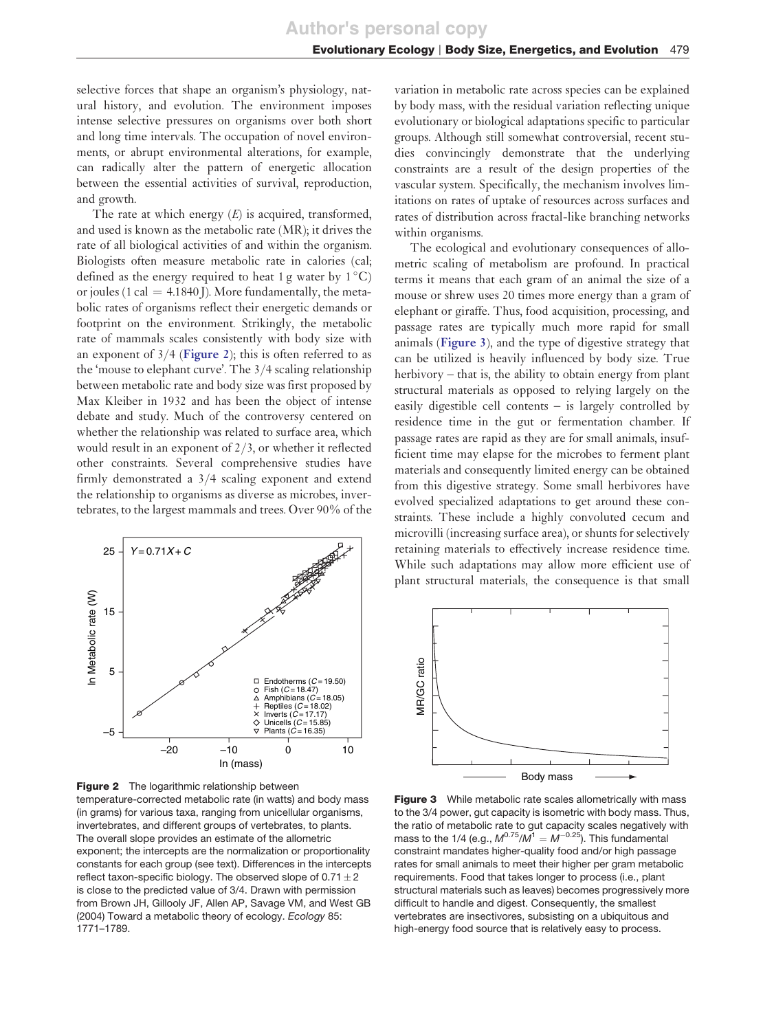selective forces that shape an organism's physiology, natural history, and evolution. The environment imposes intense selective pressures on organisms over both short and long time intervals. The occupation of novel environments, or abrupt environmental alterations, for example, can radically alter the pattern of energetic allocation between the essential activities of survival, reproduction, and growth.

The rate at which energy ($E$) is acquired, transformed, and used is known as the metabolic rate (MR); it drives the rate of all biological activities of and within the organism. Biologists often measure metabolic rate in calories (cal; defined as the energy required to heat 1 g water by 1 °C) or joules (1 cal = 4.1840 J). More fundamentally, the metabolic rates of organisms reflect their energetic demands or footprint on the environment. Strikingly, the metabolic rate of mammals scales consistently with body size with an exponent of 3/4 (**Figure 2**); this is often referred to as the 'mouse to elephant curve'. The 3/4 scaling relationship between metabolic rate and body size was first proposed by Max Kleiber in 1932 and has been the object of intense debate and study. Much of the controversy centered on whether the relationship was related to surface area, which would result in an exponent of 2/3, or whether it reflected other constraints. Several comprehensive studies have firmly demonstrated a 3/4 scaling exponent and extend the relationship to organisms as diverse as microbes, invertebrates, to the largest mammals and trees. Over 90% of the variation in metabolic rate across species can be explained by body mass, with the residual variation reflecting unique evolutionary or biological adaptations specific to particular groups. Although still somewhat controversial, recent studies convincingly demonstrate that the underlying constraints are a result of the design properties of the vascular system. Specifically, the mechanism involves limitations on rates of uptake of resources across surfaces and rates of distribution across fractal-like branching networks within organisms.

**Figure 2** The logarithmic relationship between temperature-corrected metabolic rate (in watts) and body mass (in grams) for various taxa, ranging from unicellular organisms, invertebrates, and different groups of vertebrates, to plants. The overall slope provides an estimate of the allometric exponent; the intercepts are the normalization or proportionality constants for each group (see text). Differences in the intercepts reflect taxon-specific biology. The observed slope of 0.71 ± 2 is close to the predicted value of 3/4. Drawn with permission from Brown JH, Gillooly JF, Allen AP, Savage VM, and West GB (2004) Toward a metabolic theory of ecology. *Ecology* 85: 1771–1789.

The ecological and evolutionary consequences of allometric scaling of metabolism are profound. In practical terms it means that each gram of an animal the size of a mouse or shrew uses 20 times more energy than a gram of elephant or giraffe. Thus, food acquisition, processing, and passage rates are typically much more rapid for small animals (**Figure 3**), and the type of digestive strategy that can be utilized is heavily influenced by body size. True herbivory – that is, the ability to obtain energy from plant structural materials as opposed to relying largely on the easily digestible cell contents – is largely controlled by residence time in the gut or fermentation chamber. If passage rates are rapid as they are for small animals, insufficient time may elapse for the microbes to ferment plant materials and consequently limited energy can be obtained from this digestive strategy. Some small herbivores have evolved specialized adaptations to get around these constraints. These include a highly convoluted cecum and microvilli (increasing surface area), or shunts for selectively retaining materials to effectively increase residence time. While such adaptations may allow more efficient use of plant structural materials, the consequence is that small

**Figure 3** While metabolic rate scales allometrically with mass to the 3/4 power, gut capacity is isometric with body mass. Thus, the ratio of metabolic rate to gut capacity scales negatively with mass to the 1/4 (e.g., $M^{0.75}/M^{1} = M^{-0.25}$). This fundamental constraint mandates higher-quality food and/or high passage rates for small animals to meet their higher per gram metabolic requirements. Food that takes longer to process (i.e., plant structural materials such as leaves) becomes progressively more difficult to handle and digest. Consequently, the smallest vertebrates are insectivores, subsisting on a ubiquitous and high-energy food source that is relatively easy to process.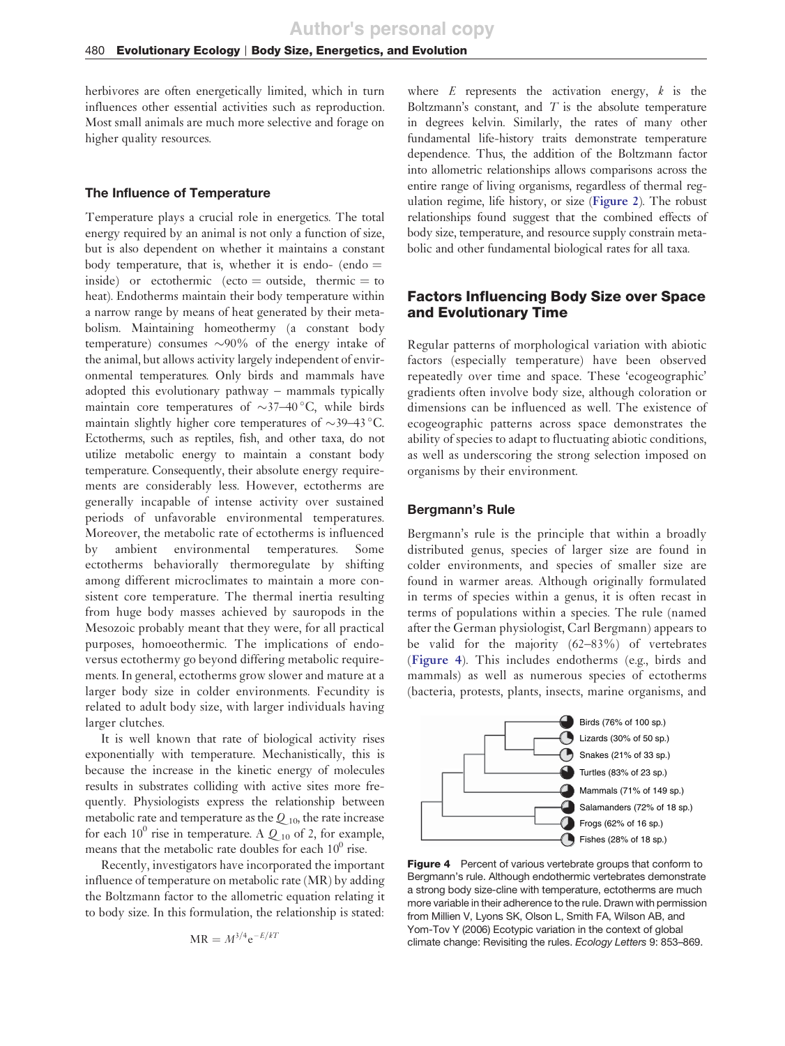herbivores are often energetically limited, which in turn influences other essential activities such as reproduction. Most small animals are much more selective and forage on higher quality resources.

### The Influence of Temperature

Temperature plays a crucial role in energetics. The total energy required by an animal is not only a function of size, but is also dependent on whether it maintains a constant body temperature, that is, whether it is endo- (endo = inside) or ectothermic (ecto = outside, thermic = to heat). Endotherms maintain their body temperature within a narrow range by means of heat generated by their metabolism. Maintaining homeothermy (a constant body temperature) consumes ~90% of the energy intake of the animal, but allows activity largely independent of environmental temperatures. Only birds and mammals have adopted this evolutionary pathway – mammals typically maintain core temperatures of ~37–40 °C, while birds maintain slightly higher core temperatures of ~39–43 °C. Ectotherms, such as reptiles, fish, and other taxa, do not utilize metabolic energy to maintain a constant body temperature. Consequently, their absolute energy requirements are considerably less. However, ectotherms are generally incapable of intense activity over sustained periods of unfavorable environmental temperatures. Moreover, the metabolic rate of ectotherms is influenced by ambient environmental temperatures. Some ectotherms behaviorally thermoregulate by shifting among different microclimates to maintain a more consistent core temperature. The thermal inertia resulting from huge body masses achieved by sauropods in the Mesozoic probably meant that they were, for all practical purposes, homoeothermic. The implications of endo- versus ectothermy go beyond differing metabolic requirements. In general, ectotherms grow slower and mature at a larger body size in colder environments. Fecundity is related to adult body size, with larger individuals having larger clutches.

It is well known that rate of biological activity rises exponentially with temperature. Mechanistically, this is because the increase in the kinetic energy of molecules results in substrates colliding with active sites more frequently. Physiologists express the relationship between metabolic rate and temperature as the $Q_{10}$, the rate increase for each $10^0$ rise in temperature. A $Q_{10}$ of 2, for example, means that the metabolic rate doubles for each $10^0$ rise.

Recently, investigators have incorporated the important influence of temperature on metabolic rate (MR) by adding the Boltzmann factor to the allometric equation relating it to body size. In this formulation, the relationship is stated:

$$\mathrm{MR} = M^{3/4}\mathrm{e}^{-E/kT}$$

where $E$ represents the activation energy, $k$ is the Boltzmann's constant, and $T$ is the absolute temperature in degrees kelvin. Similarly, the rates of many other fundamental life-history traits demonstrate temperature dependence. Thus, the addition of the Boltzmann factor into allometric relationships allows comparisons across the entire range of living organisms, regardless of thermal regulation regime, life history, or size (**Figure 2**). The robust relationships found suggest that the combined effects of body size, temperature, and resource supply constrain metabolic and other fundamental biological rates for all taxa.

## Factors Influencing Body Size over Space and Evolutionary Time

Regular patterns of morphological variation with abiotic factors (especially temperature) have been observed repeatedly over time and space. These 'ecogeographic' gradients often involve body size, although coloration or dimensions can be influenced as well. The existence of ecogeographic patterns across space demonstrates the ability of species to adapt to fluctuating abiotic conditions, as well as underscoring the strong selection imposed on organisms by their environment.

### Bergmann's Rule

Bergmann's rule is the principle that within a broadly distributed genus, species of larger size are found in colder environments, and species of smaller size are found in warmer areas. Although originally formulated in terms of species within a genus, it is often recast in terms of populations within a species. The rule (named after the German physiologist, Carl Bergmann) appears to be valid for the majority (62–83%) of vertebrates (**Figure 4**). This includes endotherms (e.g., birds and mammals) as well as numerous species of ectotherms (bacteria, protests, plants, insects, marine organisms, and

Birds (76% of 100 sp.)
Lizards (30% of 50 sp.)
Snakes (21% of 33 sp.)
Turtles (83% of 23 sp.)
Mammals (71% of 149 sp.)
Salamanders (72% of 18 sp.)
Frogs (62% of 16 sp.)
Fishes (28% of 18 sp.)

**Figure 4** Percent of various vertebrate groups that conform to Bergmann's rule. Although endothermic vertebrates demonstrate a strong body size-cline with temperature, ectotherms are much more variable in their adherence to the rule. Drawn with permission from Millien V, Lyons SK, Olson L, Smith FA, Wilson AB, and Yom-Tov Y (2006) Ecotypic variation in the context of global climate change: Revisiting the rules. *Ecology Letters* 9: 853–869.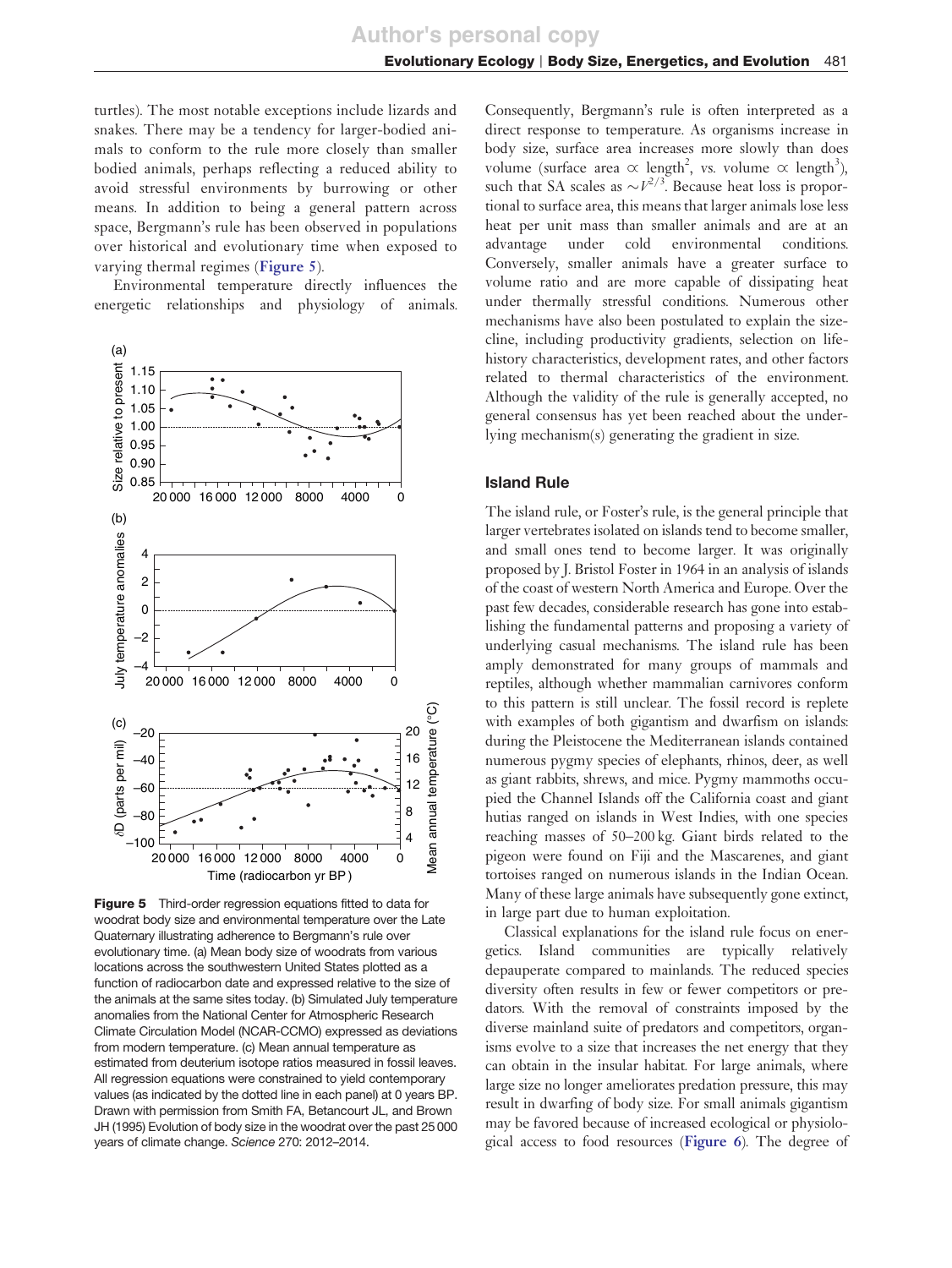turtles). The most notable exceptions include lizards and snakes. There may be a tendency for larger-bodied animals to conform to the rule more closely than smaller bodied animals, perhaps reflecting a reduced ability to avoid stressful environments by burrowing or other means. In addition to being a general pattern across space, Bergmann's rule has been observed in populations over historical and evolutionary time when exposed to varying thermal regimes (**Figure 5**).

Environmental temperature directly influences the energetic relationships and physiology of animals. Consequently, Bergmann's rule is often interpreted as a direct response to temperature. As organisms increase in body size, surface area increases more slowly than does volume (surface area $\propto$ length$^2$, vs. volume $\propto$ length$^3$), such that SA scales as $\sim V^{2/3}$. Because heat loss is proportional to surface area, this means that larger animals lose less heat per unit mass than smaller animals and are at an advantage under cold environmental conditions. Conversely, smaller animals have a greater surface to volume ratio and are more capable of dissipating heat under thermally stressful conditions. Numerous other mechanisms have also been postulated to explain the size-cline, including productivity gradients, selection on life-history characteristics, development rates, and other factors related to thermal characteristics of the environment. Although the validity of the rule is generally accepted, no general consensus has yet been reached about the underlying mechanism(s) generating the gradient in size.

**Figure 5** Third-order regression equations fitted to data for woodrat body size and environmental temperature over the Late Quaternary illustrating adherence to Bergmann's rule over evolutionary time. (a) Mean body size of woodrats from various locations across the southwestern United States plotted as a function of radiocarbon date and expressed relative to the size of the animals at the same sites today. (b) Simulated July temperature anomalies from the National Center for Atmospheric Research Climate Circulation Model (NCAR-CCMO) expressed as deviations from modern temperature. (c) Mean annual temperature as estimated from deuterium isotope ratios measured in fossil leaves. All regression equations were constrained to yield contemporary values (as indicated by the dotted line in each panel) at 0 years BP. Drawn with permission from Smith FA, Betancourt JL, and Brown JH (1995) Evolution of body size in the woodrat over the past 25 000 years of climate change. *Science* 270: 2012–2014.

## Island Rule

The island rule, or Foster's rule, is the general principle that larger vertebrates isolated on islands tend to become smaller, and small ones tend to become larger. It was originally proposed by J. Bristol Foster in 1964 in an analysis of islands of the coast of western North America and Europe. Over the past few decades, considerable research has gone into establishing the fundamental patterns and proposing a variety of underlying casual mechanisms. The island rule has been amply demonstrated for many groups of mammals and reptiles, although whether mammalian carnivores conform to this pattern is still unclear. The fossil record is replete with examples of both gigantism and dwarfism on islands: during the Pleistocene the Mediterranean islands contained numerous pygmy species of elephants, rhinos, deer, as well as giant rabbits, shrews, and mice. Pygmy mammoths occupied the Channel Islands off the California coast and giant hutias ranged on islands in West Indies, with one species reaching masses of 50–200 kg. Giant birds related to the pigeon were found on Fiji and the Mascarenes, and giant tortoises ranged on numerous islands in the Indian Ocean. Many of these large animals have subsequently gone extinct, in large part due to human exploitation.

Classical explanations for the island rule focus on energetics. Island communities are typically relatively depauperate compared to mainlands. The reduced species diversity often results in few or fewer competitors or predators. With the removal of constraints imposed by the diverse mainland suite of predators and competitors, organisms evolve to a size that increases the net energy that they can obtain in the insular habitat. For large animals, where large size no longer ameliorates predation pressure, this may result in dwarfing of body size. For small animals gigantism may be favored because of increased ecological or physiological access to food resources (**Figure 6**). The degree of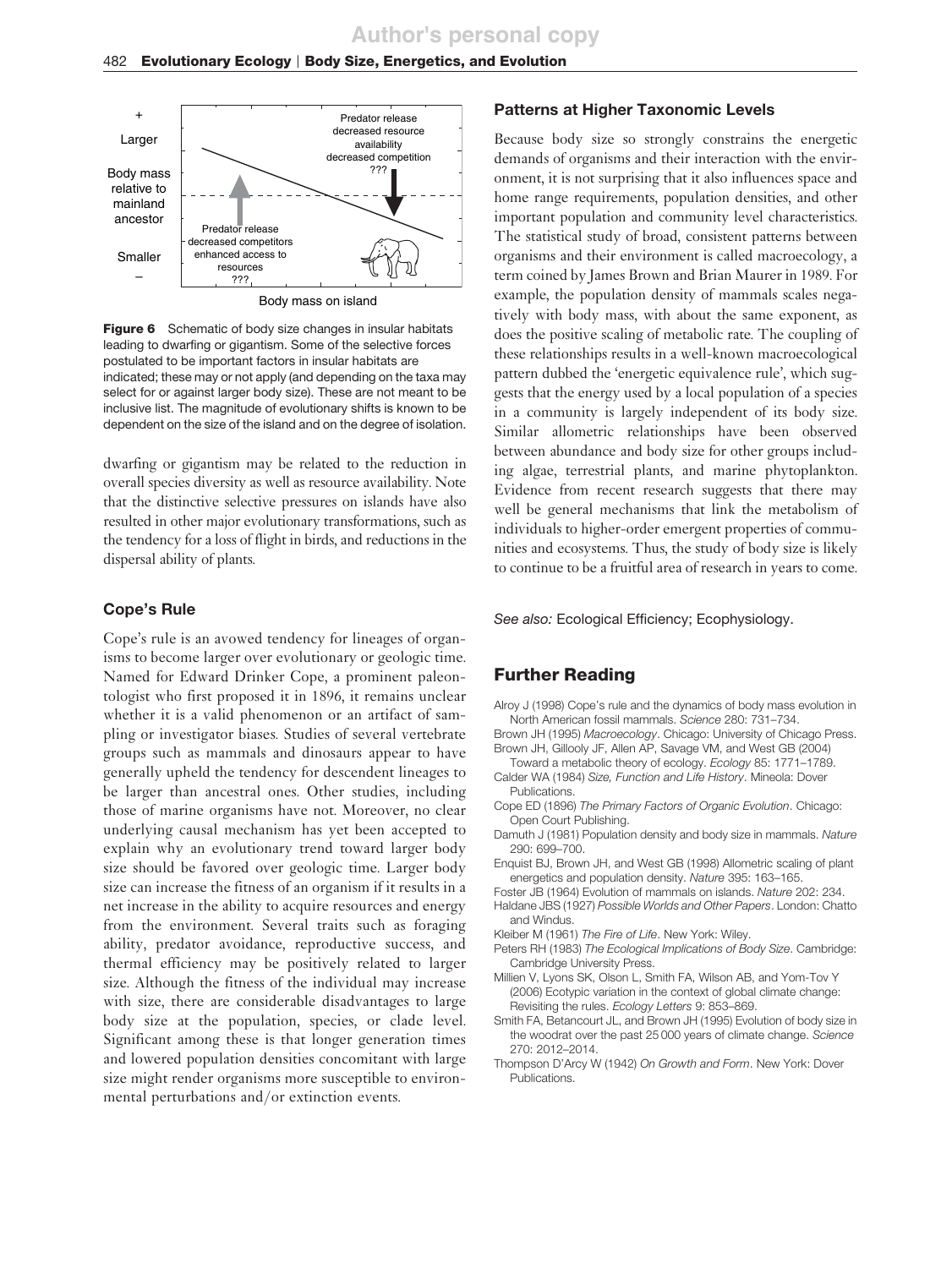+
Larger
Body mass relative to mainland ancestor
Smaller
–
Body mass on island
Predator release
decreased resource availability
decreased competition
???
Predator release
decreased competitors
enhanced access to resources
???

**Figure 6** Schematic of body size changes in insular habitats leading to dwarfing or gigantism. Some of the selective forces postulated to be important factors in insular habitats are indicated; these may or not apply (and depending on the taxa may select for or against larger body size). These are not meant to be inclusive list. The magnitude of evolutionary shifts is known to be dependent on the size of the island and on the degree of isolation.

dwarfing or gigantism may be related to the reduction in overall species diversity as well as resource availability. Note that the distinctive selective pressures on islands have also resulted in other major evolutionary transformations, such as the tendency for a loss of flight in birds, and reductions in the dispersal ability of plants.

### Cope's Rule

Cope's rule is an avowed tendency for lineages of organisms to become larger over evolutionary or geologic time. Named for Edward Drinker Cope, a prominent paleontologist who first proposed it in 1896, it remains unclear whether it is a valid phenomenon or an artifact of sampling or investigator biases. Studies of several vertebrate groups such as mammals and dinosaurs appear to have generally upheld the tendency for descendent lineages to be larger than ancestral ones. Other studies, including those of marine organisms have not. Moreover, no clear underlying causal mechanism has yet been accepted to explain why an evolutionary trend toward larger body size should be favored over geologic time. Larger body size can increase the fitness of an organism if it results in a net increase in the ability to acquire resources and energy from the environment. Several traits such as foraging ability, predator avoidance, reproductive success, and thermal efficiency may be positively related to larger size. Although the fitness of the individual may increase with size, there are considerable disadvantages to large body size at the population, species, or clade level. Significant among these is that longer generation times and lowered population densities concomitant with large size might render organisms more susceptible to environmental perturbations and/or extinction events.

### Patterns at Higher Taxonomic Levels

Because body size so strongly constrains the energetic demands of organisms and their interaction with the environment, it is not surprising that it also influences space and home range requirements, population densities, and other important population and community level characteristics. The statistical study of broad, consistent patterns between organisms and their environment is called macroecology, a term coined by James Brown and Brian Maurer in 1989. For example, the population density of mammals scales negatively with body mass, with about the same exponent, as does the positive scaling of metabolic rate. The coupling of these relationships results in a well-known macroecological pattern dubbed the 'energetic equivalence rule', which suggests that the energy used by a local population of a species in a community is largely independent of its body size. Similar allometric relationships have been observed between abundance and body size for other groups including algae, terrestrial plants, and marine phytoplankton. Evidence from recent research suggests that there may well be general mechanisms that link the metabolism of individuals to higher-order emergent properties of communities and ecosystems. Thus, the study of body size is likely to continue to be a fruitful area of research in years to come.

*See also:* Ecological Efficiency; Ecophysiology.

## Further Reading

Alroy J (1998) Cope's rule and the dynamics of body mass evolution in North American fossil mammals. *Science* 280: 731–734.

Brown JH (1995) *Macroecology*. Chicago: University of Chicago Press.

Brown JH, Gillooly JF, Allen AP, Savage VM, and West GB (2004) Toward a metabolic theory of ecology. *Ecology* 85: 1771–1789.

Calder WA (1984) *Size, Function and Life History*. Mineola: Dover Publications.

Cope ED (1896) *The Primary Factors of Organic Evolution*. Chicago: Open Court Publishing.

Damuth J (1981) Population density and body size in mammals. *Nature* 290: 699–700.

Enquist BJ, Brown JH, and West GB (1998) Allometric scaling of plant energetics and population density. *Nature* 395: 163–165.

Foster JB (1964) Evolution of mammals on islands. *Nature* 202: 234.

Haldane JBS (1927) *Possible Worlds and Other Papers*. London: Chatto and Windus.

Kleiber M (1961) *The Fire of Life*. New York: Wiley.

Peters RH (1983) *The Ecological Implications of Body Size*. Cambridge: Cambridge University Press.

Millien V, Lyons SK, Olson L, Smith FA, Wilson AB, and Yom-Tov Y (2006) Ecotypic variation in the context of global climate change: Revisiting the rules. *Ecology Letters* 9: 853–869.

Smith FA, Betancourt JL, and Brown JH (1995) Evolution of body size in the woodrat over the past 25 000 years of climate change. *Science* 270: 2012–2014.

Thompson D'Arcy W (1942) *On Growth and Form*. New York: Dover Publications.